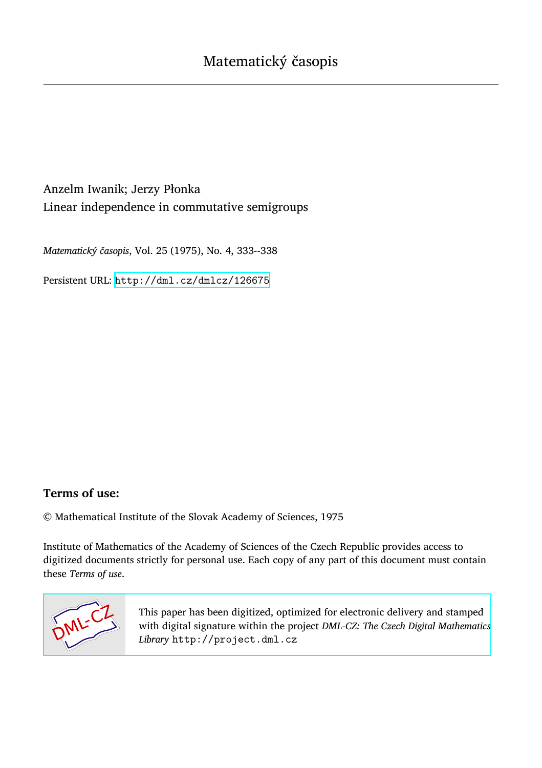# Matematický časopis

Anzelm Iwanik; Jerzy Płonka
Linear independence in commutative semigroups

*Matematický časopis*, Vol. 25 (1975), No. 4, 333--338

Persistent URL: http://dml.cz/dmlcz/126675

## Terms of use:

© Mathematical Institute of the Slovak Academy of Sciences, 1975

Institute of Mathematics of the Academy of Sciences of the Czech Republic provides access to digitized documents strictly for personal use. Each copy of any part of this document must contain these *Terms of use*.

This paper has been digitized, optimized for electronic delivery and stamped with digital signature within the project *DML-CZ: The Czech Digital Mathematics Library* http://project.dml.cz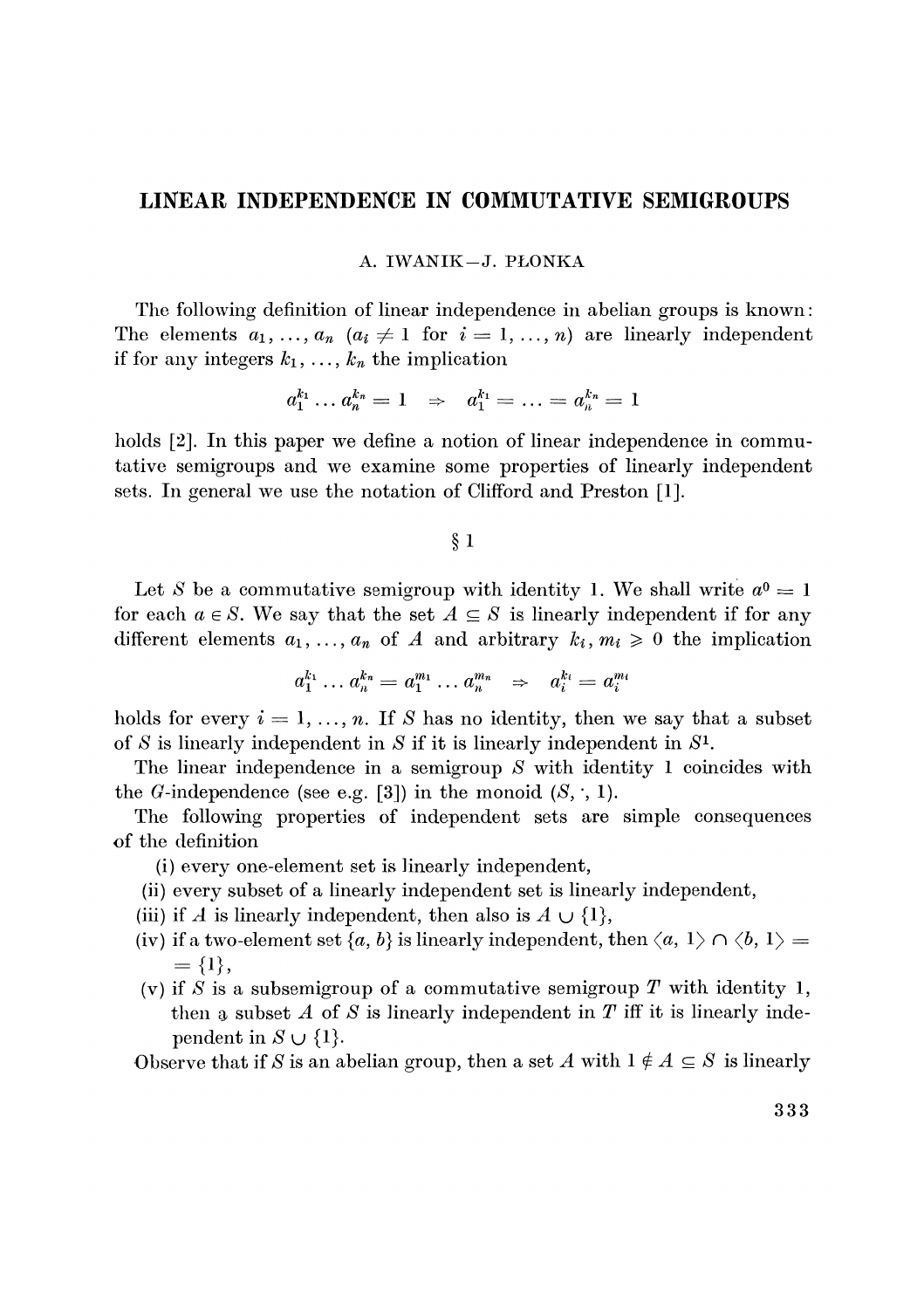# LINEAR INDEPENDENCE IN COMMUTATIVE SEMIGROUPS

A. IWANIK—J. PŁONKA

The following definition of linear independence in abelian groups is known: The elements $a_1, \ldots, a_n$ ($a_i \neq 1$ for $i = 1, \ldots, n$) are linearly independent if for any integers $k_1, \ldots, k_n$ the implication

$$a_1^{k_1} \ldots a_n^{k_n} = 1 \quad \Rightarrow \quad a_1^{k_1} = \ldots = a_n^{k_n} = 1$$

holds [2]. In this paper we define a notion of linear independence in commutative semigroups and we examine some properties of linearly independent sets. In general we use the notation of Clifford and Preston [1].

## § 1

Let $S$ be a commutative semigroup with identity 1. We shall write $a^0 = 1$ for each $a \in S$. We say that the set $A \subseteq S$ is linearly independent if for any different elements $a_1, \ldots, a_n$ of $A$ and arbitrary $k_i, m_i \geqslant 0$ the implication

$$a_1^{k_1} \ldots a_n^{k_n} = a_1^{m_1} \ldots a_n^{m_n} \quad \Rightarrow \quad a_i^{k_i} = a_i^{m_i}$$

holds for every $i = 1, \ldots, n$. If $S$ has no identity, then we say that a subset of $S$ is linearly independent in $S$ if it is linearly independent in $S^1$.

The linear independence in a semigroup $S$ with identity 1 coincides with the $G$-independence (see e.g. [3]) in the monoid $(S, \cdot, 1)$.

The following properties of independent sets are simple consequences of the definition

(i) every one-element set is linearly independent,

(ii) every subset of a linearly independent set is linearly independent,

(iii) if $A$ is linearly independent, then also is $A \cup \{1\}$,

(iv) if a two-element set $\{a, b\}$ is linearly independent, then $\langle a, 1\rangle \cap \langle b, 1\rangle = \{1\}$,

(v) if $S$ is a subsemigroup of a commutative semigroup $T$ with identity 1, then a subset $A$ of $S$ is linearly independent in $T$ iff it is linearly independent in $S \cup \{1\}$.

Observe that if $S$ is an abelian group, then a set $A$ with $1 \notin A \subseteq S$ is linearly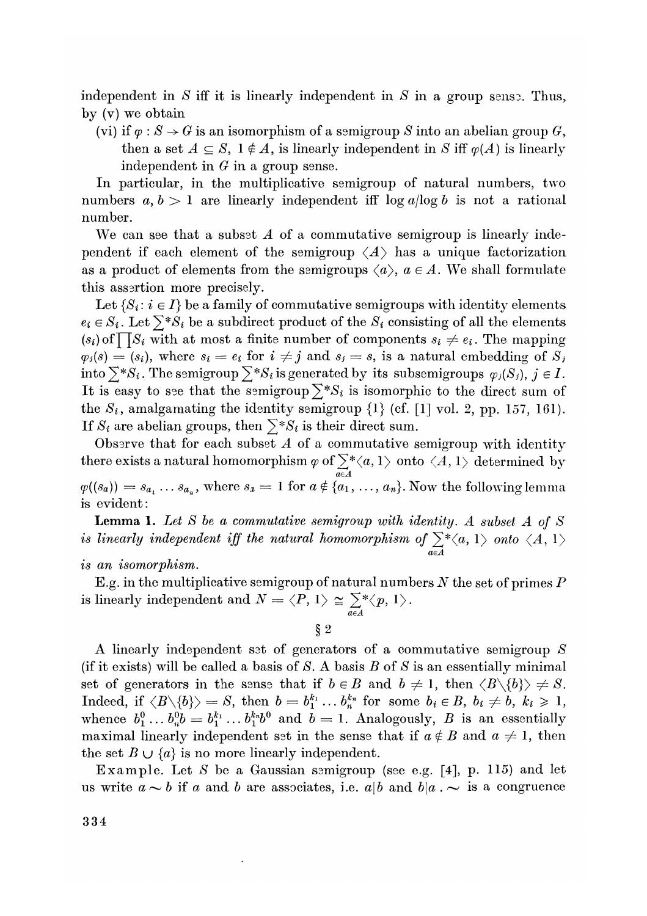independent in $S$ iff it is linearly independent in $S$ in a group sense. Thus, by (v) we obtain

(vi) if $\varphi : S \to G$ is an isomorphism of a semigroup $S$ into an abelian group $G$, then a set $A \subseteq S$, $1 \notin A$, is linearly independent in $S$ iff $\varphi(A)$ is linearly independent in $G$ in a group sense.

In particular, in the multiplicative semigroup of natural numbers, two numbers $a, b > 1$ are linearly independent iff $\log a / \log b$ is not a rational number.

We can see that a subset $A$ of a commutative semigroup is linearly independent if each element of the semigroup $\langle A \rangle$ has a unique factorization as a product of elements from the semigroups $\langle a \rangle$, $a \in A$. We shall formulate this assertion more precisely.

Let $\{S_i : i \in I\}$ be a family of commutative semigroups with identity elements $e_i \in S_i$. Let $\sum^* S_i$ be a subdirect product of the $S_i$ consisting of all the elements $(s_i)$ of $\prod S_i$ with at most a finite number of components $s_i \neq e_i$. The mapping $\varphi_j(s) = (s_i)$, where $s_i = e_i$ for $i \neq j$ and $s_j = s$, is a natural embedding of $S_j$ into $\sum^* S_i$. The semigroup $\sum^* S_i$ is generated by its subsemigroups $\varphi_j(S_j)$, $j \in I$. It is easy to see that the semigroup $\sum^* S_i$ is isomorphic to the direct sum of the $S_i$, amalgamating the identity semigroup $\{1\}$ (cf. [1] vol. 2, pp. 157, 161). If $S_i$ are abelian groups, then $\sum^* S_i$ is their direct sum.

Observe that for each subset $A$ of a commutative semigroup with identity there exists a natural homomorphism $\varphi$ of $\sum\limits_{a \in A}^* \langle a, 1 \rangle$ onto $\langle A, 1 \rangle$ determined by $\varphi((s_a)) = s_{a_1} \dots s_{a_n}$, where $s_x = 1$ for $a \notin \{a_1, \dots, a_n\}$. Now the following lemma is evident:

**Lemma 1.** *Let $S$ be a commutative semigroup with identity. A subset $A$ of $S$ is linearly independent iff the natural homomorphism of $\sum\limits_{a \in A}^* \langle a, 1 \rangle$ onto $\langle A, 1 \rangle$ is an isomorphism.*

E.g. in the multiplicative semigroup of natural numbers $N$ the set of primes $P$ is linearly independent and $N = \langle P, 1 \rangle \cong \sum\limits_{a \in A}^* \langle p, 1 \rangle$.

## § 2

A linearly independent set of generators of a commutative semigroup $S$ (if it exists) will be called a basis of $S$. A basis $B$ of $S$ is an essentially minimal set of generators in the sense that if $b \in B$ and $b \neq 1$, then $\langle B \backslash \{b\} \rangle \neq S$. Indeed, if $\langle B \backslash \{b\} \rangle = S$, then $b = b_1^{k_1} \dots b_n^{k_n}$ for some $b_i \in B$, $b_i \neq b$, $k_i \geqslant 1$, whence $b_1^0 \dots b_n^0 b = b_1^{k_1} \dots b_1^{k_n} b^0$ and $b = 1$. Analogously, $B$ is an essentially maximal linearly independent set in the sense that if $a \notin B$ and $a \neq 1$, then the set $B \cup \{a\}$ is no more linearly independent.

Example. Let $S$ be a Gaussian semigroup (see e.g. [4], p. 115) and let us write $a \sim b$ if $a$ and $b$ are associates, i.e. $a | b$ and $b | a$. $\sim$ is a congruence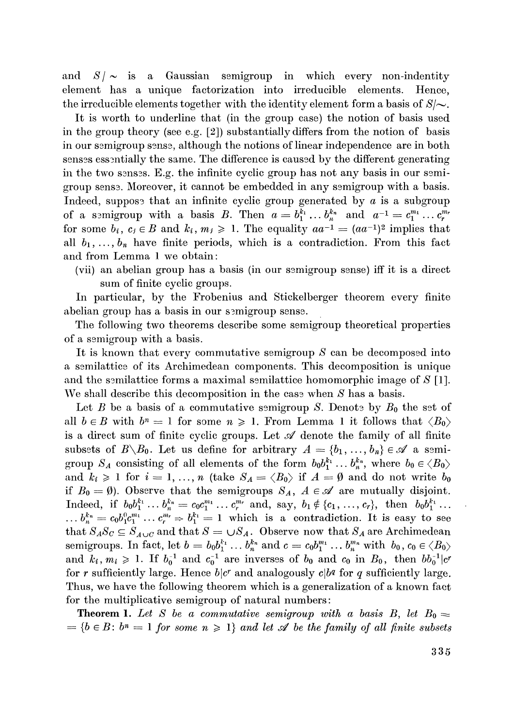and $S/\sim$ is a Gaussian semigroup in which every non-indentity element has a unique factorization into irreducible elements. Hence, the irreducible elements together with the identity element form a basis of $S/\sim$.

It is worth to underline that (in the group case) the notion of basis used in the group theory (see e.g. [2]) substantially differs from the notion of basis in our semigroup sense, although the notions of linear independence are in both senses essentially the same. The difference is caused by the different generating in the two senses. E.g. the infinite cyclic group has not any basis in our semigroup sense. Moreover, it cannot be embedded in any semigroup with a basis. Indeed, suppose that an infinite cyclic group generated by $a$ is a subgroup of a semigroup with a basis $B$. Then $a = b_1^{k_1} \dots b_n^{k_n}$ and $a^{-1} = c_1^{m_1} \dots c_r^{m_r}$ for some $b_i, c_j \in B$ and $k_i, m_j \geqslant 1$. The equality $aa^{-1} = (aa^{-1})^2$ implies that all $b_1, \dots, b_n$ have finite periods, which is a contradiction. From this fact and from Lemma 1 we obtain:

(vii) an abelian group has a basis (in our semigroup sense) iff it is a direct sum of finite cyclic groups.

In particular, by the Frobenius and Stickelberger theorem every finite abelian group has a basis in our semigroup sense.

The following two theorems describe some semigroup theoretical properties of a semigroup with a basis.

It is known that every commutative semigroup $S$ can be decomposed into a semilattice of its Archimedean components. This decomposition is unique and the semilattice forms a maximal semilattice homomorphic image of $S$ [1]. We shall describe this decomposition in the case when $S$ has a basis.

Let $B$ be a basis of a commutative semigroup $S$. Denote by $B_0$ the set of all $b \in B$ with $b^n = 1$ for some $n \geqslant 1$. From Lemma 1 it follows that $\langle B_0 \rangle$ is a direct sum of finite cyclic groups. Let $\mathscr{A}$ denote the family of all finite subsets of $B \setminus B_0$. Let us define for arbitrary $A = \{b_1, \dots, b_n\} \in \mathscr{A}$ a semigroup $S_A$ consisting of all elements of the form $b_0 b_1^{k_1} \dots b_n^{k_n}$, where $b_0 \in \langle B_0 \rangle$ and $k_i \geqslant 1$ for $i = 1, \dots, n$ (take $S_A = \langle B_0 \rangle$ if $A = \emptyset$ and do not write $b_0$ if $B_0 = \emptyset$). Observe that the semigroups $S_A$, $A \in \mathscr{A}$ are mutually disjoint. Indeed, if $b_0 b_1^{k_1} \dots b_n^{k_n} = c_0 c_1^{m_1} \dots c_r^{m_r}$ and, say, $b_1 \notin \{c_1, \dots, c_r\}$, then $b_0 b_1^{k_1} \dots \dots b_n^{k_n} = c_0 b_1^0 c_1^{m_1} \dots c_r^{m_r} \Rightarrow b_1^{k_1} = 1$ which is a contradiction. It is easy to see that $S_A S_C \subseteq S_{A \cup C}$ and that $S = \cup S_A$. Observe now that $S_A$ are Archimedean semigroups. In fact, let $b = b_0 b_1^{k_1} \dots b_n^{k_n}$ and $c = c_0 b_1^{m_1} \dots b_n^{m_n}$ with $b_0, c_0 \in \langle B_0 \rangle$ and $k_i, m_i \geqslant 1$. If $b_0^{-1}$ and $c_0^{-1}$ are inverses of $b_0$ and $c_0$ in $B_0$, then $bb_0^{-1} | c^r$ for $r$ sufficiently large. Hence $b | c^r$ and analogously $c | b^q$ for $q$ sufficiently large. Thus, we have the following theorem which is a generalization of a known fact for the multiplicative semigroup of natural numbers:

**Theorem 1.** *Let $S$ be a commutative semigroup with a basis $B$, let $B_0 = \{b \in B \colon b^n = 1 \text{ for some } n \geqslant 1\}$ and let $\mathscr{A}$ be the family of all finite subsets*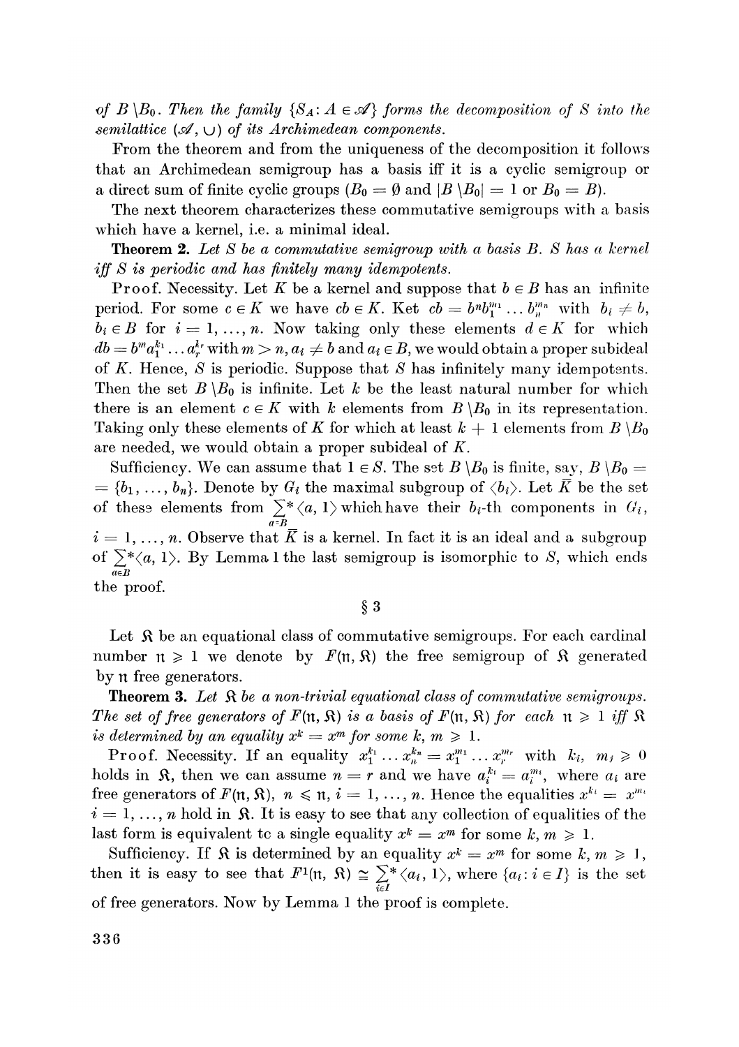*of* $B \setminus B_0$. *Then the family* $\{S_A : A \in \mathscr{A}\}$ *forms the decomposition of* $S$ *into the semilattice* $(\mathscr{A}, \cup)$ *of its Archimedean components.*

From the theorem and from the uniqueness of the decomposition it follows that an Archimedean semigroup has a basis iff it is a cyclic semigroup or a direct sum of finite cyclic groups ($B_0 = \emptyset$ and $|B \setminus B_0| = 1$ or $B_0 = B$).

The next theorem characterizes these commutative semigroups with a basis which have a kernel, i.e. a minimal ideal.

**Theorem 2.** *Let* $S$ *be a commutative semigroup with a basis* $B$. $S$ *has a kernel iff* $S$ *is periodic and has finitely many idempotents.*

Proof. Necessity. Let $K$ be a kernel and suppose that $b \in B$ has an infinite period. For some $c \in K$ we have $cb \in K$. Ket $cb = b^n b_1^{m_1} \dots b_n^{m_n}$ with $b_i \neq b$, $b_i \in B$ for $i = 1, \dots, n$. Now taking only these elements $d \in K$ for which $db = b^m a_1^{k_1} \dots a_r^{k_r}$ with $m > n$, $a_i \neq b$ and $a_i \in B$, we would obtain a proper subideal of $K$. Hence, $S$ is periodic. Suppose that $S$ has infinitely many idempotents. Then the set $B \setminus B_0$ is infinite. Let $k$ be the least natural number for which there is an element $c \in K$ with $k$ elements from $B \setminus B_0$ in its representation. Taking only these elements of $K$ for which at least $k + 1$ elements from $B \setminus B_0$ are needed, we would obtain a proper subideal of $K$.

Sufficiency. We can assume that $1 \in S$. The set $B \setminus B_0$ is finite, say, $B \setminus B_0 = \{b_1, \dots, b_n\}$. Denote by $G_i$ the maximal subgroup of $\langle b_i \rangle$. Let $\bar{K}$ be the set of these elements from $\sum\limits_{a \in B}^{*} \langle a, 1 \rangle$ which have their $b_i$-th components in $G_i$, $i = 1, \dots, n$. Observe that $\bar{K}$ is a kernel. In fact it is an ideal and a subgroup of $\sum\limits_{a \in B}^{*} \langle a, 1 \rangle$. By Lemma 1 the last semigroup is isomorphic to $S$, which ends the proof.

## § 3

Let $\mathfrak{K}$ be an equational class of commutative semigroups. For each cardinal number $\mathfrak{n} \geqslant 1$ we denote by $F(\mathfrak{n}, \mathfrak{K})$ the free semigroup of $\mathfrak{K}$ generated by $\mathfrak{n}$ free generators.

**Theorem 3.** *Let* $\mathfrak{K}$ *be a non-trivial equational class of commutative semigroups. The set of free generators of* $F(\mathfrak{n}, \mathfrak{K})$ *is a basis of* $F(\mathfrak{n}, \mathfrak{K})$ *for each* $\mathfrak{n} \geqslant 1$ *iff* $\mathfrak{K}$ *is determined by an equality* $x^k = x^m$ *for some* $k, m \geqslant 1$.

Proof. Necessity. If an equality $x_1^{k_1} \dots x_n^{k_n} = x_1^{m_1} \dots x_r^{m_r}$ with $k_i$, $m_j \geqslant 0$ holds in $\mathfrak{K}$, then we can assume $n = r$ and we have $a_i^{k_i} = a_i^{m_i}$, where $a_i$ are free generators of $F(\mathfrak{n}, \mathfrak{K})$, $n \leqslant \mathfrak{n}$, $i = 1, \dots, n$. Hence the equalities $x^{k_i} = x^{m_i}$ $i = 1, \dots, n$ hold in $\mathfrak{K}$. It is easy to see that any collection of equalities of the last form is equivalent to a single equality $x^k = x^m$ for some $k, m \geqslant 1$.

Sufficiency. If $\mathfrak{K}$ is determined by an equality $x^k = x^m$ for some $k, m \geqslant 1$, then it is easy to see that $F^1(\mathfrak{n}, \mathfrak{K}) \cong \sum\limits_{i \in I}^{*} \langle a_i, 1 \rangle$, where $\{a_i : i \in I\}$ is the set of free generators. Now by Lemma 1 the proof is complete.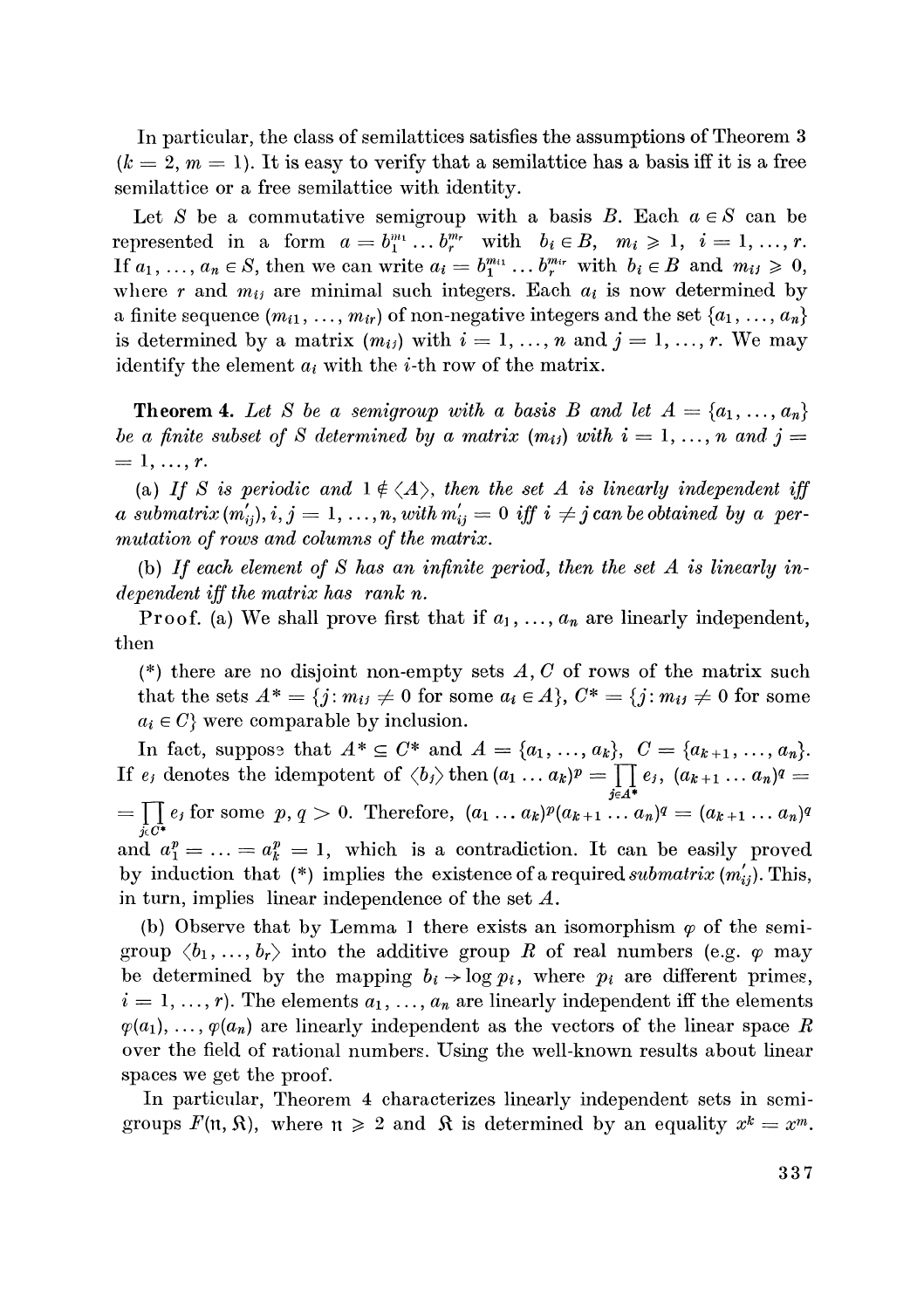In particular, the class of semilattices satisfies the assumptions of Theorem 3 ($k = 2$, $m = 1$). It is easy to verify that a semilattice has a basis iff it is a free semilattice or a free semilattice with identity.

Let $S$ be a commutative semigroup with a basis $B$. Each $a \in S$ can be represented in a form $a = b_1^{m_1} \dots b_r^{m_r}$ with $b_i \in B$, $m_i \geqslant 1$, $i = 1, \dots, r$. If $a_1, \dots, a_n \in S$, then we can write $a_i = b_1^{m_{i1}} \dots b_r^{m_{ir}}$ with $b_i \in B$ and $m_{ij} \geqslant 0$, where $r$ and $m_{ij}$ are minimal such integers. Each $a_i$ is now determined by a finite sequence $(m_{i1}, \dots, m_{ir})$ of non-negative integers and the set $\{a_1, \dots, a_n\}$ is determined by a matrix $(m_{ij})$ with $i = 1, \dots, n$ and $j = 1, \dots, r$. We may identify the element $a_i$ with the $i$-th row of the matrix.

**Theorem 4.** *Let $S$ be a semigroup with a basis $B$ and let $A = \{a_1, \dots, a_n\}$ be a finite subset of $S$ determined by a matrix $(m_{ij})$ with $i = 1, \dots, n$ and $j = 1, \dots, r$.*

(a) *If $S$ is periodic and $1 \notin \langle A \rangle$, then the set $A$ is linearly independent iff a submatrix $(m'_{ij})$, $i, j = 1, \dots, n$, with $m'_{ij} = 0$ iff $i \neq j$ can be obtained by a permutation of rows and columns of the matrix.*

(b) *If each element of $S$ has an infinite period, then the set $A$ is linearly independent iff the matrix has rank $n$.*

Proof. (a) We shall prove first that if $a_1, \dots, a_n$ are linearly independent, then

(\*) there are no disjoint non-empty sets $A, C$ of rows of the matrix such that the sets $A^* = \{j : m_{ij} \neq 0 \text{ for some } a_i \in A\}$, $C^* = \{j : m_{ij} \neq 0 \text{ for some } a_i \in C\}$ were comparable by inclusion.

In fact, suppose that $A^* \subseteq C^*$ and $A = \{a_1, \dots, a_k\}$, $C = \{a_{k+1}, \dots, a_n\}$. If $e_j$ denotes the idempotent of $\langle b_j \rangle$ then $(a_1 \dots a_k)^p = \prod_{j \in A^*} e_j$, $(a_{k+1} \dots a_n)^q = \prod_{j \in C^*} e_j$ for some $p, q > 0$. Therefore, $(a_1 \dots a_k)^p (a_{k+1} \dots a_n)^q = (a_{k+1} \dots a_n)^q$ and $a_1^p = \dots = a_k^p = 1$, which is a contradiction. It can be easily proved by induction that (\*) implies the existence of a required *submatrix* $(m'_{ij})$. This, in turn, implies linear independence of the set $A$.

(b) Observe that by Lemma 1 there exists an isomorphism $\varphi$ of the semigroup $\langle b_1, \dots, b_r \rangle$ into the additive group $R$ of real numbers (e.g. $\varphi$ may be determined by the mapping $b_i \to \log p_i$, where $p_i$ are different primes, $i = 1, \dots, r$). The elements $a_1, \dots, a_n$ are linearly independent iff the elements $\varphi(a_1), \dots, \varphi(a_n)$ are linearly independent as the vectors of the linear space $R$ over the field of rational numbers. Using the well-known results about linear spaces we get the proof.

In particular, Theorem 4 characterizes linearly independent sets in semigroups $F(\mathfrak{n}, \mathfrak{K})$, where $\mathfrak{n} \geqslant 2$ and $\mathfrak{K}$ is determined by an equality $x^k = x^m$.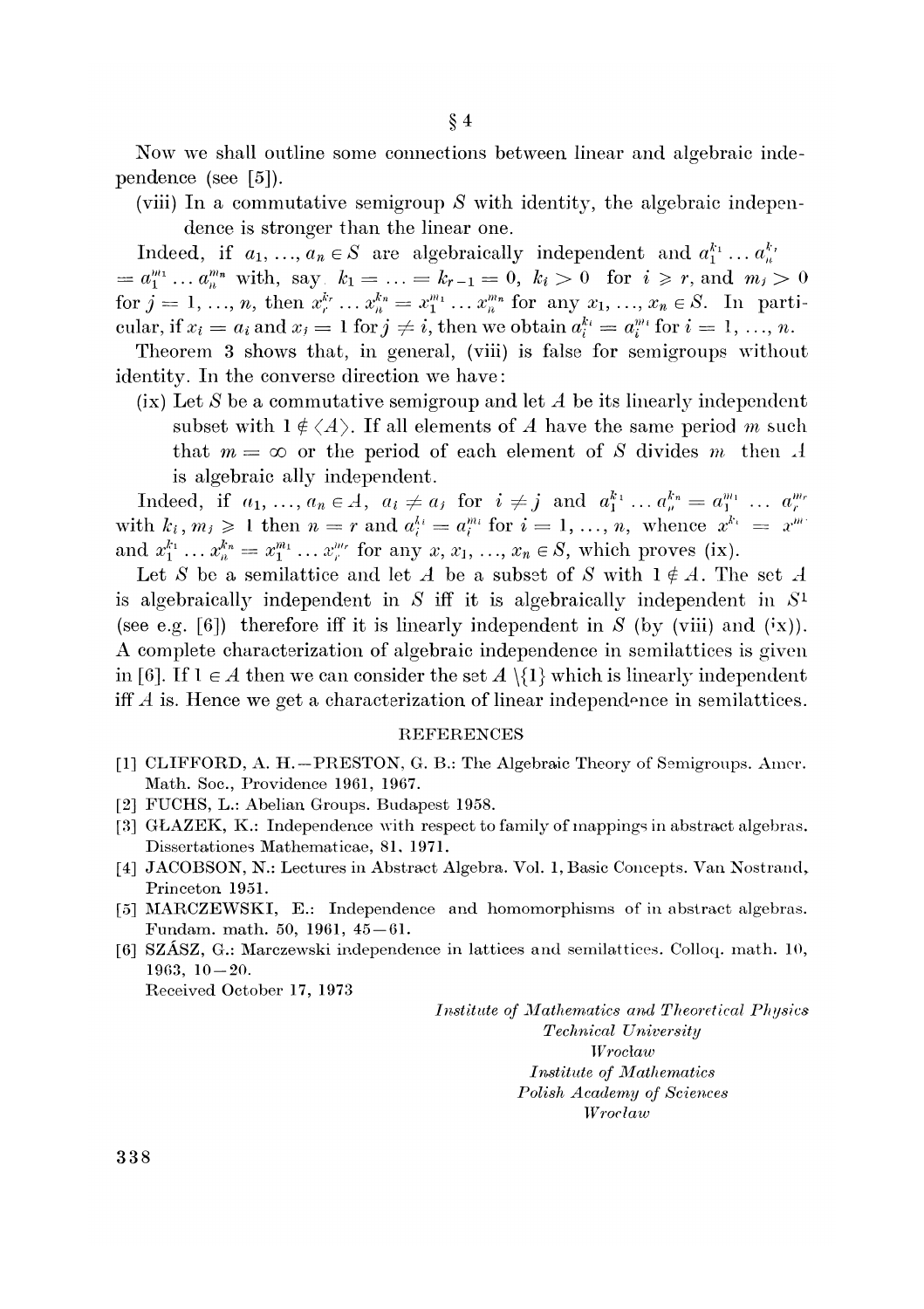## § 4

Now we shall outline some connections between linear and algebraic independence (see [5]).

(viii) In a commutative semigroup $S$ with identity, the algebraic independence is stronger than the linear one.

Indeed, if $a_1, \ldots, a_n \in S$ are algebraically independent and $a_1^{k_1} \ldots a_n^{k_r} = a_1^{m_1} \ldots a_n^{m_n}$ with, say $k_1 = \ldots = k_{r-1} = 0$, $k_i > 0$ for $i \geqslant r$, and $m_j > 0$ for $j = 1, \ldots, n$, then $x_r^{k_r} \ldots x_n^{k_n} = x_1^{m_1} \ldots x_n^{m_n}$ for any $x_1, \ldots, x_n \in S$. In particular, if $x_i = a_i$ and $x_j = 1$ for $j \neq i$, then we obtain $a_i^{k_i} = a_i^{m_i}$ for $i = 1, \ldots, n$.

Theorem 3 shows that, in general, (viii) is false for semigroups without identity. In the converse direction we have:

(ix) Let $S$ be a commutative semigroup and let $A$ be its linearly independent subset with $1 \notin \langle A \rangle$. If all elements of $A$ have the same period $m$ such that $m = \infty$ or the period of each element of $S$ divides $m$ then $A$ is algebraically independent.

Indeed, if $a_1, \ldots, a_n \in A$, $a_i \neq a_j$ for $i \neq j$ and $a_1^{k_1} \ldots a_n^{k_n} = a_1^{m_1} \ldots a_r^{m_r}$ with $k_i, m_j \geqslant 1$ then $n = r$ and $a_i^{k_i} = a_i^{m_i}$ for $i = 1, \ldots, n$, whence $x^{k_i} = x^{m_i}$ and $x_1^{k_1} \ldots x_n^{k_n} = x_1^{m_1} \ldots x_r^{m_r}$ for any $x, x_1, \ldots, x_n \in S$, which proves (ix).

Let $S$ be a semilattice and let $A$ be a subset of $S$ with $1 \notin A$. The set $A$ is algebraically independent in $S$ iff it is algebraically independent in $S^1$ (see e.g. [6]) therefore iff it is linearly independent in $S$ (by (viii) and (ix)). A complete characterization of algebraic independence in semilattices is given in [6]. If $1 \in A$ then we can consider the set $A \setminus \{1\}$ which is linearly independent iff $A$ is. Hence we get a characterization of linear independence in semilattices.

## REFERENCES

[1] CLIFFORD, A. H.—PRESTON, G. B.: The Algebraic Theory of Semigroups. Amer. Math. Soc., Providence 1961, 1967.

[2] FUCHS, L.: Abelian Groups. Budapest 1958.

[3] GŁAZEK, K.: Independence with respect to family of mappings in abstract algebras. Dissertationes Mathematicae, 81, 1971.

[4] JACOBSON, N.: Lectures in Abstract Algebra. Vol. 1, Basic Concepts. Van Nostrand, Princeton 1951.

[5] MARCZEWSKI, E.: Independence and homomorphisms of in abstract algebras. Fundam. math. 50, 1961, 45—61.

[6] SZÁSZ, G.: Marczewski independence in lattices and semilattices. Colloq. math. 10, 1963, 10—20.

Received October 17, 1973

*Institute of Mathematics and Theoretical Physics*
*Technical University*
*Wrocław*
*Institute of Mathematics*
*Polish Academy of Sciences*
*Wrocław*